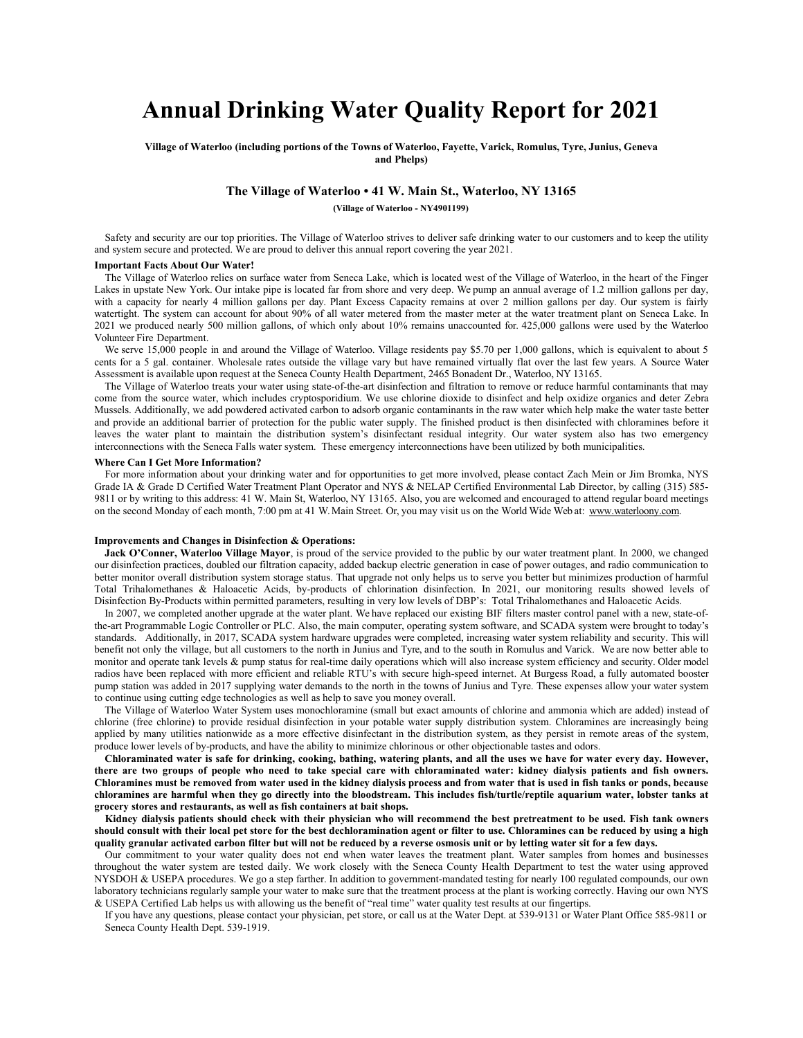# Annual Drinking Water Quality Report for 2021

**Village of Waterloo (including portions of the Towns of Waterloo, Fayette, Varick, Romulus, Tyre, Junius, Geneva and Phelps)**

### The Village of Waterloo • 41 W. Main St., Waterloo, NY 13165

**(Village of Waterloo - NY4901199)**

Safety and security are our top priorities. The Village of Waterloo strives to deliver safe drinking water to our customers and to keep the utility and system secure and protected. We are proud to deliver this annual report covering the year 2021.

**Important Facts About Our Water!**

The Village of Waterloo relies on surface water from Seneca Lake, which is located west of the Village of Waterloo, in the heart of the Finger Lakes in upstate New York. Our intake pipe is located far from shore and very deep. We pump an annual average of 1.2 million gallons per day, with a capacity for nearly 4 million gallons per day. Plant Excess Capacity remains at over 2 million gallons per day. Our system is fairly watertight. The system can account for about 90% of all water metered from the master meter at the water treatment plant on Seneca Lake. In 2021 we produced nearly 500 million gallons, of which only about 10% remains unaccounted for. 425,000 gallons were used by the Waterloo Volunteer Fire Department.

We serve 15,000 people in and around the Village of Waterloo. Village residents pay $5.70 per 1,000 gallons, which is equivalent to about 5 cents for a 5 gal. container. Wholesale rates outside the village vary but have remained virtually flat over the last few years. A Source Water Assessment is available upon request at the Seneca County Health Department, 2465 Bonadent Dr., Waterloo, NY 13165.

The Village of Waterloo treats your water using state-of-the-art disinfection and filtration to remove or reduce harmful contaminants that may come from the source water, which includes cryptosporidium. We use chlorine dioxide to disinfect and help oxidize organics and deter Zebra Mussels. Additionally, we add powdered activated carbon to adsorb organic contaminants in the raw water which help make the water taste better and provide an additional barrier of protection for the public water supply. The finished product is then disinfected with chloramines before it leaves the water plant to maintain the distribution system's disinfectant residual integrity. Our water system also has two emergency interconnections with the Seneca Falls water system. These emergency interconnections have been utilized by both municipalities.

**Where Can I Get More Information?**

For more information about your drinking water and for opportunities to get more involved, please contact Zach Mein or Jim Bromka, NYS Grade IA & Grade D Certified Water Treatment Plant Operator and NYS & NELAP Certified Environmental Lab Director, by calling (315) 585-9811 or by writing to this address: 41 W. Main St, Waterloo, NY 13165. Also, you are welcomed and encouraged to attend regular board meetings on the second Monday of each month, 7:00 pm at 41 W. Main Street. Or, you may visit us on the World Wide Web at: www.waterloony.com.

**Improvements and Changes in Disinfection & Operations:**

**Jack O'Conner, Waterloo Village Mayor**, is proud of the service provided to the public by our water treatment plant. In 2000, we changed our disinfection practices, doubled our filtration capacity, added backup electric generation in case of power outages, and radio communication to better monitor overall distribution system storage status. That upgrade not only helps us to serve you better but minimizes production of harmful Total Trihalomethanes & Haloacetic Acids, by-products of chlorination disinfection. In 2021, our monitoring results showed levels of Disinfection By-Products within permitted parameters, resulting in very low levels of DBP's: Total Trihalomethanes and Haloacetic Acids.

In 2007, we completed another upgrade at the water plant. We have replaced our existing BIF filters master control panel with a new, state-of-the-art Programmable Logic Controller or PLC. Also, the main computer, operating system software, and SCADA system were brought to today's standards. Additionally, in 2017, SCADA system hardware upgrades were completed, increasing water system reliability and security. This will benefit not only the village, but all customers to the north in Junius and Tyre, and to the south in Romulus and Varick. We are now better able to monitor and operate tank levels & pump status for real-time daily operations which will also increase system efficiency and security. Older model radios have been replaced with more efficient and reliable RTU's with secure high-speed internet. At Burgess Road, a fully automated booster pump station was added in 2017 supplying water demands to the north in the towns of Junius and Tyre. These expenses allow your water system to continue using cutting edge technologies as well as help to save you money overall.

The Village of Waterloo Water System uses monochloramine (small but exact amounts of chlorine and ammonia which are added) instead of chlorine (free chlorine) to provide residual disinfection in your potable water supply distribution system. Chloramines are increasingly being applied by many utilities nationwide as a more effective disinfectant in the distribution system, as they persist in remote areas of the system, produce lower levels of by-products, and have the ability to minimize chlorinous or other objectionable tastes and odors.

**Chloraminated water is safe for drinking, cooking, bathing, watering plants, and all the uses we have for water every day. However, there are two groups of people who need to take special care with chloraminated water: kidney dialysis patients and fish owners. Chloramines must be removed from water used in the kidney dialysis process and from water that is used in fish tanks or ponds, because chloramines are harmful when they go directly into the bloodstream. This includes fish/turtle/reptile aquarium water, lobster tanks at grocery stores and restaurants, as well as fish containers at bait shops.**

**Kidney dialysis patients should check with their physician who will recommend the best pretreatment to be used. Fish tank owners should consult with their local pet store for the best dechloramination agent or filter to use. Chloramines can be reduced by using a high quality granular activated carbon filter but will not be reduced by a reverse osmosis unit or by letting water sit for a few days.**

Our commitment to your water quality does not end when water leaves the treatment plant. Water samples from homes and businesses throughout the water system are tested daily. We work closely with the Seneca County Health Department to test the water using approved NYSDOH & USEPA procedures. We go a step farther. In addition to government-mandated testing for nearly 100 regulated compounds, our own laboratory technicians regularly sample your water to make sure that the treatment process at the plant is working correctly. Having our own NYS & USEPA Certified Lab helps us with allowing us the benefit of "real time" water quality test results at our fingertips.

If you have any questions, please contact your physician, pet store, or call us at the Water Dept. at 539-9131 or Water Plant Office 585-9811 or Seneca County Health Dept. 539-1919.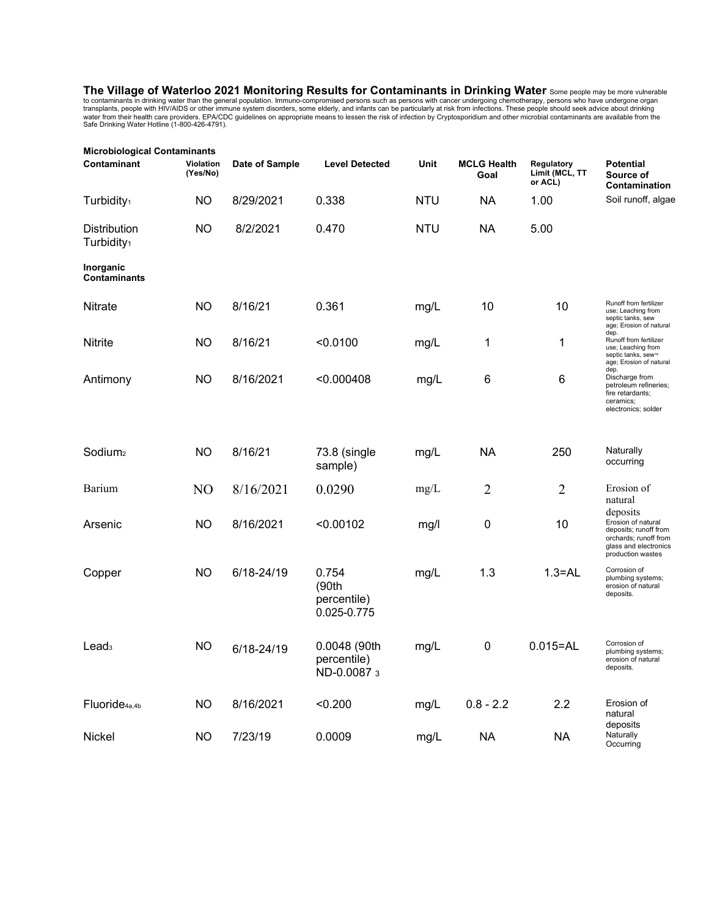**The Village of Waterloo 2021 Monitoring Results for Contaminants in Drinking Water** Some people may be more vulnerable to contaminants in drinking water than the general population. Immuno-compromised persons such as persons with cancer undergoing chemotherapy, persons who have undergone organ transplants, people with HIV/AIDS or other immune system disorders, some elderly, and infants can be particularly at risk from infections. These people should seek advice about drinking water from their health care providers. EPA/CDC guidelines on appropriate means to lessen the risk of infection by Cryptosporidium and other microbial contaminants are available from the Safe Drinking Water Hotline (1-800-426-4791).

| Contaminant | Violation (Yes/No) | Date of Sample | Level Detected | Unit | MCLG Health Goal | Regulatory Limit (MCL, TT or ACL) | Potential Source of Contamination |
|---|---|---|---|---|---|---|---|
| **Microbiological Contaminants** | | | | | | | |
| Turbidity[1] | NO | 8/29/2021 | 0.338 | NTU | NA | 1.00 | Soil runoff, algae |
| Distribution Turbidity[1] | NO | 8/2/2021 | 0.470 | NTU | NA | 5.00 | |
| **Inorganic Contaminants** | | | | | | | |
| Nitrate | NO | 8/16/21 | 0.361 | mg/L | 10 | 10 | Runoff from fertilizer use; Leaching from septic tanks, sew age; Erosion of natural dep. |
| Nitrite | NO | 8/16/21 | <0.0100 | mg/L | 1 | 1 | Runoff from fertilizer use; Leaching from septic tanks, sew¬ age; Erosion of natural dep. |
| Antimony | NO | 8/16/2021 | <0.000408 | mg/L | 6 | 6 | Discharge from petroleum refineries; fire retardants; ceramics; electronics; solder |
| Sodium[2] | NO | 8/16/21 | 73.8 (single sample) | mg/L | NA | 250 | Naturally occurring |
| Barium | NO | 8/16/2021 | 0.0290 | mg/L | 2 | 2 | Erosion of natural deposits |
| Arsenic | NO | 8/16/2021 | <0.00102 | mg/l | 0 | 10 | Erosion of natural deposits; runoff from orchards; runoff from glass and electronics production wastes |
| Copper | NO | 6/18-24/19 | 0.754 (90th percentile) 0.025-0.775 | mg/L | 1.3 | 1.3=AL | Corrosion of plumbing systems; erosion of natural deposits. |
| Lead[3] | NO | 6/18-24/19 | 0.0048 (90th percentile) ND-0.0087 [3] | mg/L | 0 | 0.015=AL | Corrosion of plumbing systems; erosion of natural deposits. |
| Fluoride[4a,4b] | NO | 8/16/2021 | <0.200 | mg/L | 0.8 - 2.2 | 2.2 | Erosion of natural deposits |
| Nickel | NO | 7/23/19 | 0.0009 | mg/L | NA | NA | Naturally Occurring |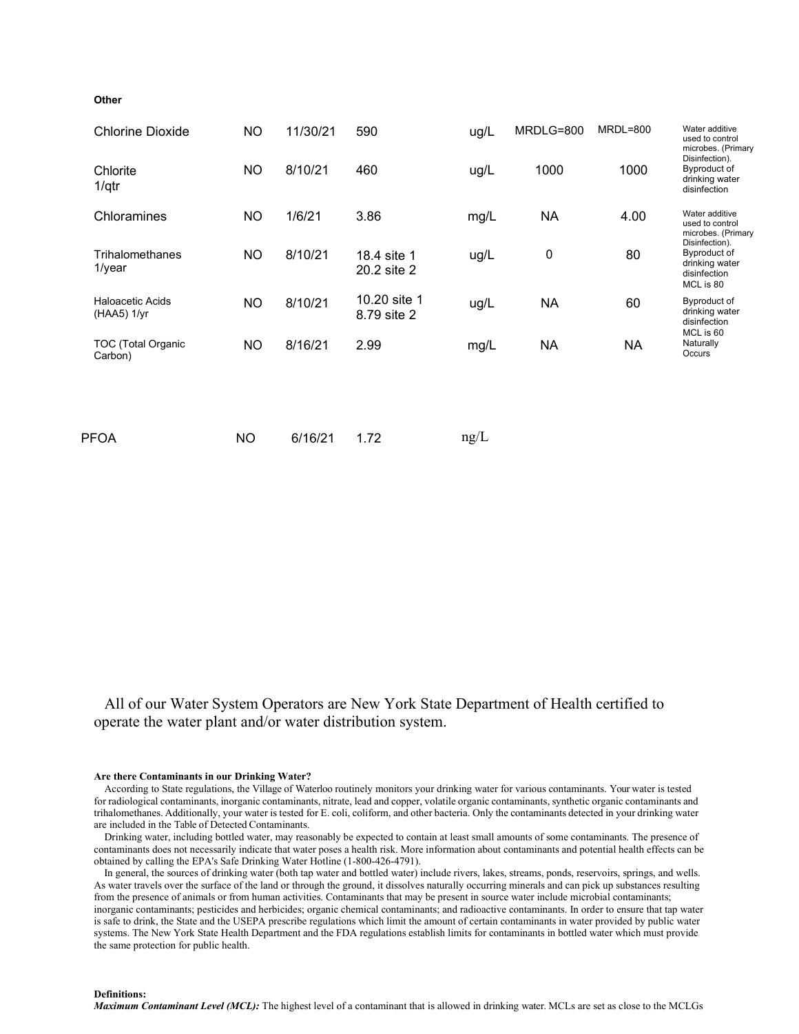**Other**

| | | | | | | | |
|---|---|---|---|---|---|---|---|
| Chlorine Dioxide | NO | 11/30/21 | 590 | ug/L | MRDLG=800 | MRDL=800 | Water additive used to control microbes. (Primary Disinfection). |
| Chlorite 1/qtr | NO | 8/10/21 | 460 | ug/L | 1000 | 1000 | Byproduct of drinking water disinfection |
| Chloramines | NO | 1/6/21 | 3.86 | mg/L | NA | 4.00 | Water additive used to control microbes. (Primary Disinfection). |
| Trihalomethanes 1/year | NO | 8/10/21 | 18.4 site 1<br>20.2 site 2 | ug/L | 0 | 80 | Byproduct of drinking water disinfection MCL is 80 |
| Haloacetic Acids (HAA5) 1/yr | NO | 8/10/21 | 10.20 site 1<br>8.79 site 2 | ug/L | NA | 60 | Byproduct of drinking water disinfection MCL is 60 |
| TOC (Total Organic Carbon) | NO | 8/16/21 | 2.99 | mg/L | NA | NA | Naturally Occurs |
| PFOA | NO | 6/16/21 | 1.72 | ng/L | | | |

All of our Water System Operators are New York State Department of Health certified to operate the water plant and/or water distribution system.

**Are there Contaminants in our Drinking Water?**

According to State regulations, the Village of Waterloo routinely monitors your drinking water for various contaminants. Your water is tested for radiological contaminants, inorganic contaminants, nitrate, lead and copper, volatile organic contaminants, synthetic organic contaminants and trihalomethanes. Additionally, your water is tested for E. coli, coliform, and other bacteria. Only the contaminants detected in your drinking water are included in the Table of Detected Contaminants.

Drinking water, including bottled water, may reasonably be expected to contain at least small amounts of some contaminants. The presence of contaminants does not necessarily indicate that water poses a health risk. More information about contaminants and potential health effects can be obtained by calling the EPA's Safe Drinking Water Hotline (1-800-426-4791).

In general, the sources of drinking water (both tap water and bottled water) include rivers, lakes, streams, ponds, reservoirs, springs, and wells. As water travels over the surface of the land or through the ground, it dissolves naturally occurring minerals and can pick up substances resulting from the presence of animals or from human activities. Contaminants that may be present in source water include microbial contaminants; inorganic contaminants; pesticides and herbicides; organic chemical contaminants; and radioactive contaminants. In order to ensure that tap water is safe to drink, the State and the USEPA prescribe regulations which limit the amount of certain contaminants in water provided by public water systems. The New York State Health Department and the FDA regulations establish limits for contaminants in bottled water which must provide the same protection for public health.

**Definitions:**

***Maximum Contaminant Level (MCL):*** The highest level of a contaminant that is allowed in drinking water. MCLs are set as close to the MCLGs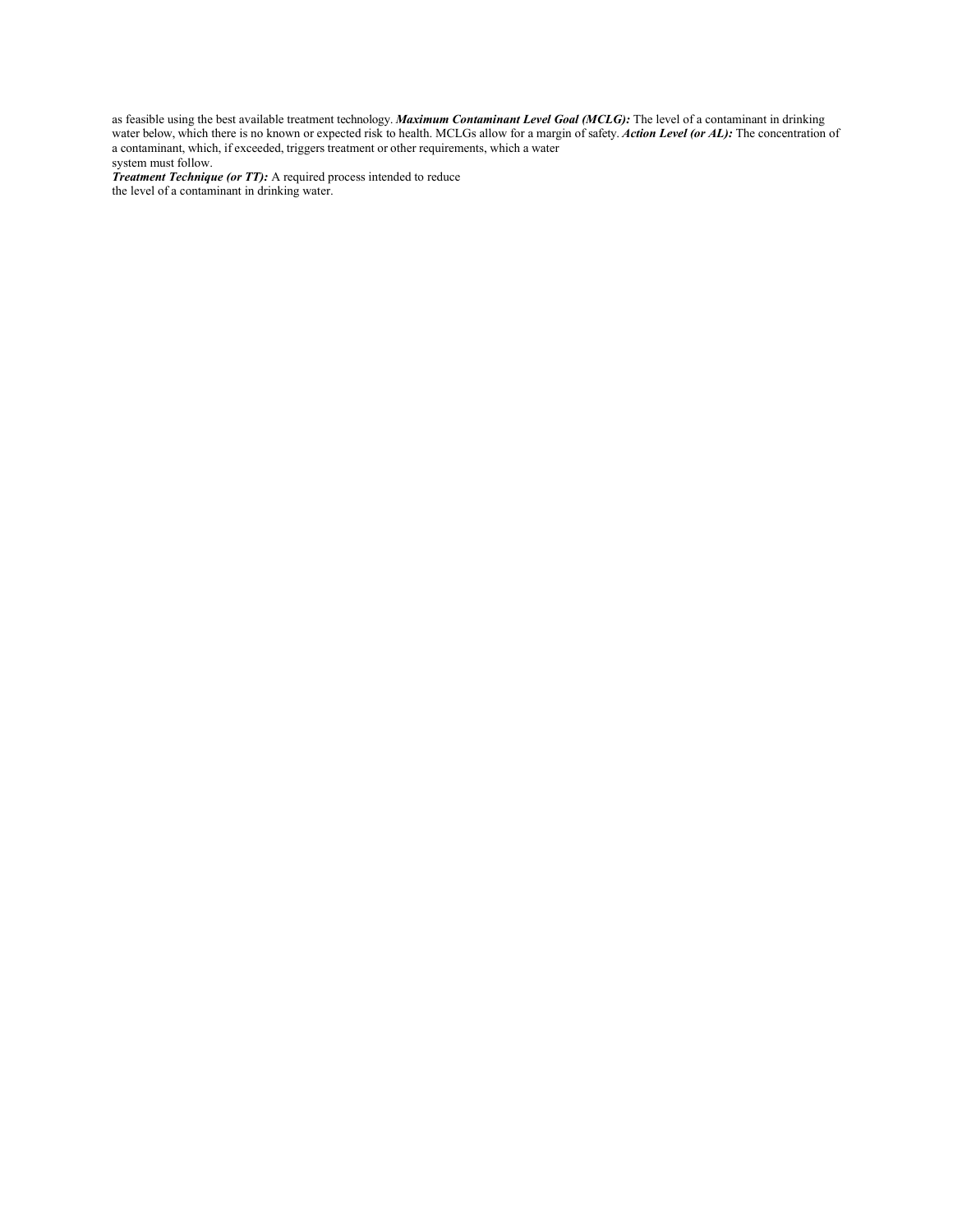as feasible using the best available treatment technology. ***Maximum Contaminant Level Goal (MCLG):*** The level of a contaminant in drinking water below, which there is no known or expected risk to health. MCLGs allow for a margin of safety. ***Action Level (or AL):*** The concentration of a contaminant, which, if exceeded, triggers treatment or other requirements, which a water system must follow.

***Treatment Technique (or TT):*** A required process intended to reduce the level of a contaminant in drinking water.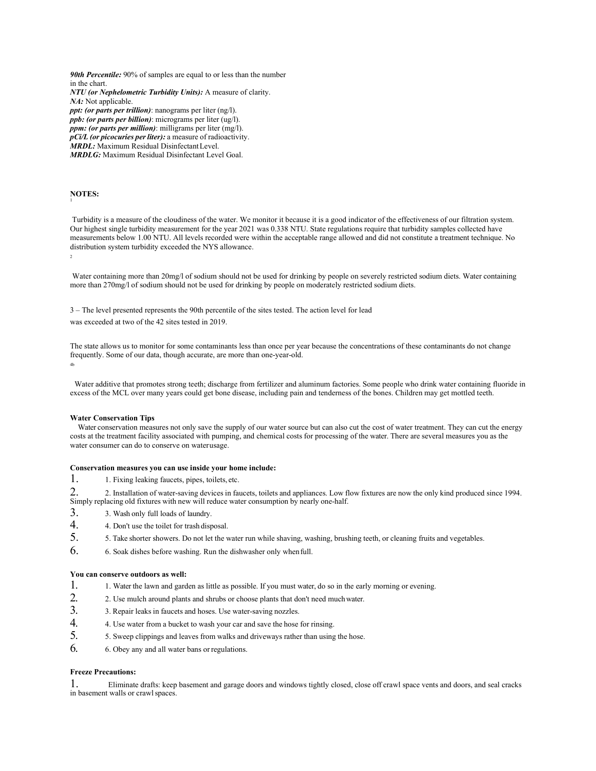***90th Percentile:*** 90% of samples are equal to or less than the number in the chart.
***NTU (or Nephelometric Turbidity Units):*** A measure of clarity.
***NA:*** Not applicable.
***ppt: (or parts per trillion)***: nanograms per liter (ng/l).
***ppb: (or parts per billion)***: micrograms per liter (ug/l).
***ppm: (or parts per million)***: milligrams per liter (mg/l).
***pCi/L (or picocuries per liter):*** a measure of radioactivity.
***MRDL:*** Maximum Residual Disinfectant Level.
***MRDLG:*** Maximum Residual Disinfectant Level Goal.

**NOTES:**

[1] Turbidity is a measure of the cloudiness of the water. We monitor it because it is a good indicator of the effectiveness of our filtration system. Our highest single turbidity measurement for the year 2021 was 0.338 NTU. State regulations require that turbidity samples collected have measurements below 1.00 NTU. All levels recorded were within the acceptable range allowed and did not constitute a treatment technique. No distribution system turbidity exceeded the NYS allowance.

[2] Water containing more than 20mg/l of sodium should not be used for drinking by people on severely restricted sodium diets. Water containing more than 270mg/l of sodium should not be used for drinking by people on moderately restricted sodium diets.

3 – The level presented represents the 90th percentile of the sites tested. The action level for lead was exceeded at two of the 42 sites tested in 2019.

The state allows us to monitor for some contaminants less than once per year because the concentrations of these contaminants do not change frequently. Some of our data, though accurate, are more than one-year-old.

[4b] Water additive that promotes strong teeth; discharge from fertilizer and aluminum factories. Some people who drink water containing fluoride in excess of the MCL over many years could get bone disease, including pain and tenderness of the bones. Children may get mottled teeth.

**Water Conservation Tips**

Water conservation measures not only save the supply of our water source but can also cut the cost of water treatment. They can cut the energy costs at the treatment facility associated with pumping, and chemical costs for processing of the water. There are several measures you as the water consumer can do to conserve on water usage.

**Conservation measures you can use inside your home include:**

1. 1. Fixing leaking faucets, pipes, toilets, etc.
2. 2. Installation of water-saving devices in faucets, toilets and appliances. Low flow fixtures are now the only kind produced since 1994. Simply replacing old fixtures with new will reduce water consumption by nearly one-half.
3. 3. Wash only full loads of laundry.
4. 4. Don't use the toilet for trash disposal.
5. 5. Take shorter showers. Do not let the water run while shaving, washing, brushing teeth, or cleaning fruits and vegetables.
6. 6. Soak dishes before washing. Run the dishwasher only when full.

**You can conserve outdoors as well:**

1. 1. Water the lawn and garden as little as possible. If you must water, do so in the early morning or evening.
2. 2. Use mulch around plants and shrubs or choose plants that don't need much water.
3. 3. Repair leaks in faucets and hoses. Use water-saving nozzles.
4. 4. Use water from a bucket to wash your car and save the hose for rinsing.
5. 5. Sweep clippings and leaves from walks and driveways rather than using the hose.
6. 6. Obey any and all water bans or regulations.

**Freeze Precautions:**

1. Eliminate drafts: keep basement and garage doors and windows tightly closed, close off crawl space vents and doors, and seal cracks in basement walls or crawl spaces.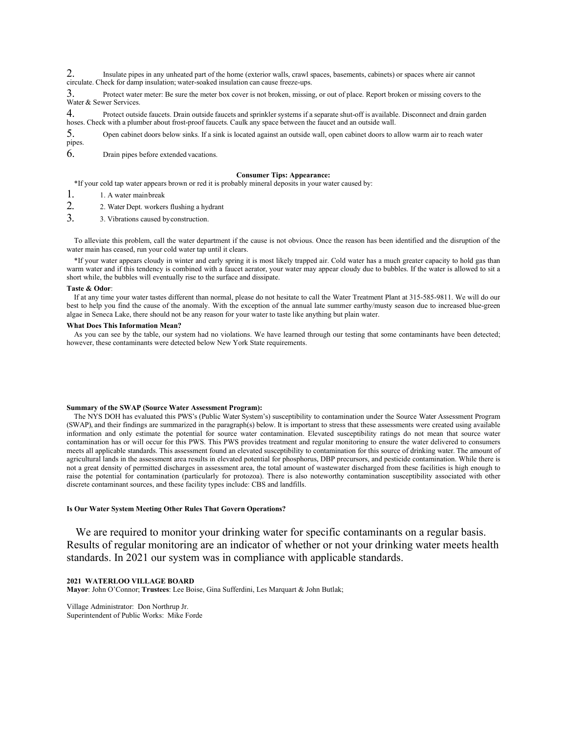2. Insulate pipes in any unheated part of the home (exterior walls, crawl spaces, basements, cabinets) or spaces where air cannot circulate. Check for damp insulation; water-soaked insulation can cause freeze-ups.

3. Protect water meter: Be sure the meter box cover is not broken, missing, or out of place. Report broken or missing covers to the Water & Sewer Services.

4. Protect outside faucets. Drain outside faucets and sprinkler systems if a separate shut-off is available. Disconnect and drain garden hoses. Check with a plumber about frost-proof faucets. Caulk any space between the faucet and an outside wall.

5. Open cabinet doors below sinks. If a sink is located against an outside wall, open cabinet doors to allow warm air to reach water pipes.

6. Drain pipes before extended vacations.

**Consumer Tips: Appearance:**

*If your cold tap water appears brown or red it is probably mineral deposits in your water caused by:

1. 1. A water main break
2. 2. Water Dept. workers flushing a hydrant
3. 3. Vibrations caused by construction.

To alleviate this problem, call the water department if the cause is not obvious. Once the reason has been identified and the disruption of the water main has ceased, run your cold water tap until it clears.

*If your water appears cloudy in winter and early spring it is most likely trapped air. Cold water has a much greater capacity to hold gas than warm water and if this tendency is combined with a faucet aerator, your water may appear cloudy due to bubbles. If the water is allowed to sit a short while, the bubbles will eventually rise to the surface and dissipate.

**Taste & Odor**:

If at any time your water tastes different than normal, please do not hesitate to call the Water Treatment Plant at 315-585-9811. We will do our best to help you find the cause of the anomaly. With the exception of the annual late summer earthy/musty season due to increased blue-green algae in Seneca Lake, there should not be any reason for your water to taste like anything but plain water.

**What Does This Information Mean?**

As you can see by the table, our system had no violations. We have learned through our testing that some contaminants have been detected; however, these contaminants were detected below New York State requirements.

**Summary of the SWAP (Source Water Assessment Program):**

The NYS DOH has evaluated this PWS's (Public Water System's) susceptibility to contamination under the Source Water Assessment Program (SWAP), and their findings are summarized in the paragraph(s) below. It is important to stress that these assessments were created using available information and only estimate the potential for source water contamination. Elevated susceptibility ratings do not mean that source water contamination has or will occur for this PWS. This PWS provides treatment and regular monitoring to ensure the water delivered to consumers meets all applicable standards. This assessment found an elevated susceptibility to contamination for this source of drinking water. The amount of agricultural lands in the assessment area results in elevated potential for phosphorus, DBP precursors, and pesticide contamination. While there is not a great density of permitted discharges in assessment area, the total amount of wastewater discharged from these facilities is high enough to raise the potential for contamination (particularly for protozoa). There is also noteworthy contamination susceptibility associated with other discrete contaminant sources, and these facility types include: CBS and landfills.

**Is Our Water System Meeting Other Rules That Govern Operations?**

We are required to monitor your drinking water for specific contaminants on a regular basis. Results of regular monitoring are an indicator of whether or not your drinking water meets health standards. In 2021 our system was in compliance with applicable standards.

**2021 WATERLOO VILLAGE BOARD**

**Mayor**: John O'Connor; **Trustees**: Lee Boise, Gina Sufferdini, Les Marquart & John Butlak;

Village Administrator: Don Northrup Jr.
Superintendent of Public Works: Mike Forde